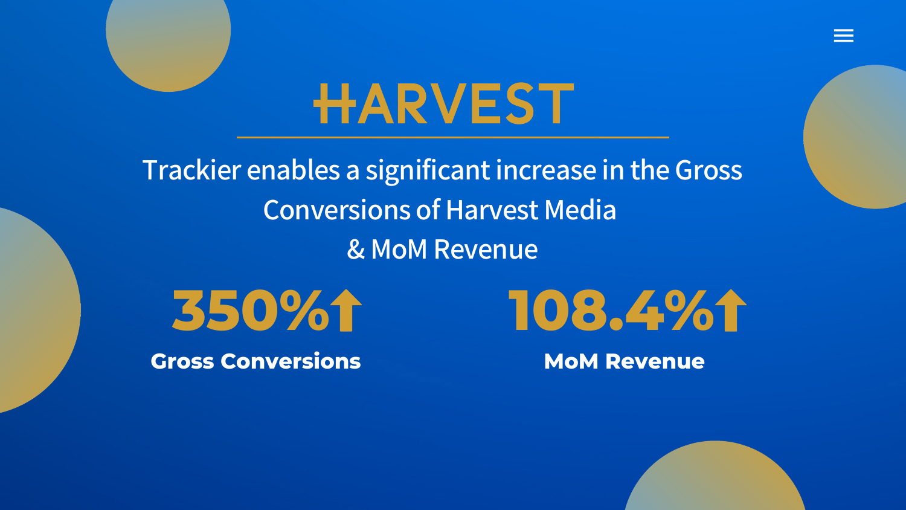# HARVEST

Trackier enables a significant increase in the Gross Conversions of Harvest Media & MoM Revenue

**350%↑**

**Gross Conversions**

**108.4%↑**

**MoM Revenue**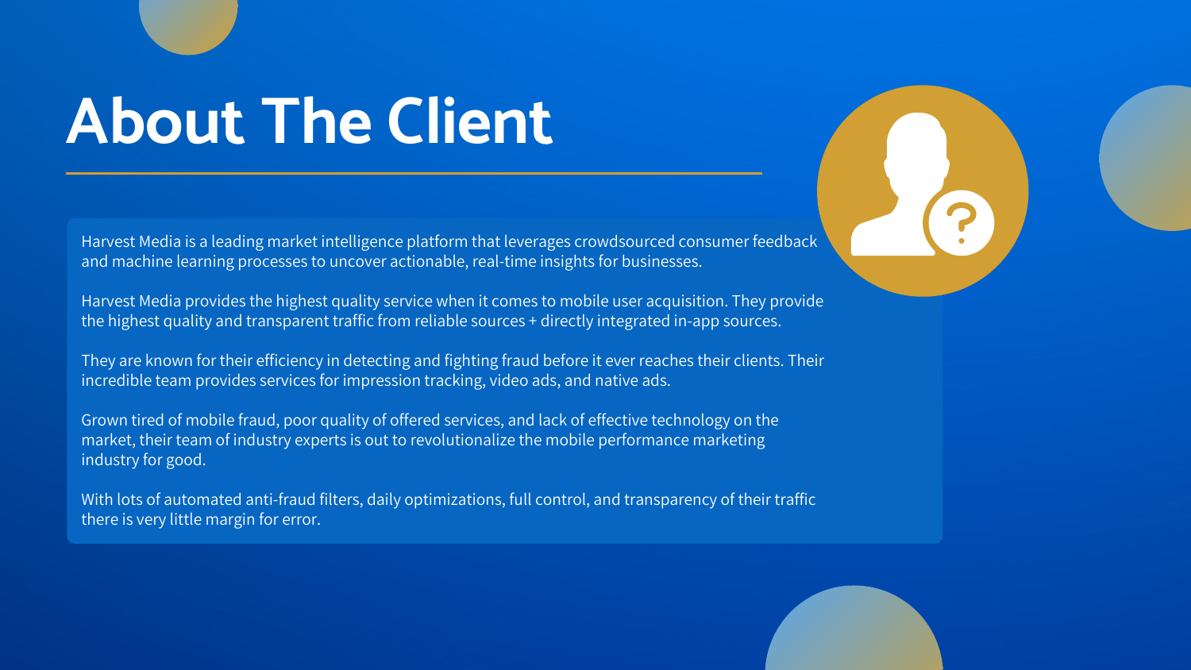# About The Client

Harvest Media is a leading market intelligence platform that leverages crowdsourced consumer feedback and machine learning processes to uncover actionable, real-time insights for businesses.

Harvest Media provides the highest quality service when it comes to mobile user acquisition. They provide the highest quality and transparent traffic from reliable sources + directly integrated in-app sources.

They are known for their efficiency in detecting and fighting fraud before it ever reaches their clients. Their incredible team provides services for impression tracking, video ads, and native ads.

Grown tired of mobile fraud, poor quality of offered services, and lack of effective technology on the market, their team of industry experts is out to revolutionalize the mobile performance marketing industry for good.

With lots of automated anti-fraud filters, daily optimizations, full control, and transparency of their traffic there is very little margin for error.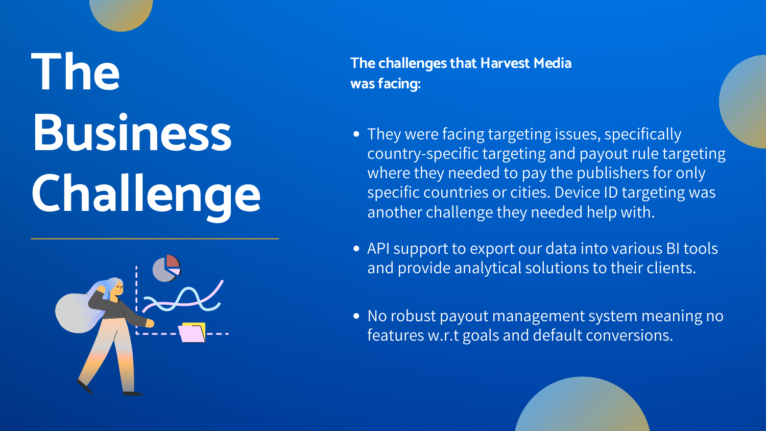# The Business Challenge

**The challenges that Harvest Media was facing:**

- They were facing targeting issues, specifically country-specific targeting and payout rule targeting where they needed to pay the publishers for only specific countries or cities. Device ID targeting was another challenge they needed help with.
- API support to export our data into various BI tools and provide analytical solutions to their clients.
- No robust payout management system meaning no features w.r.t goals and default conversions.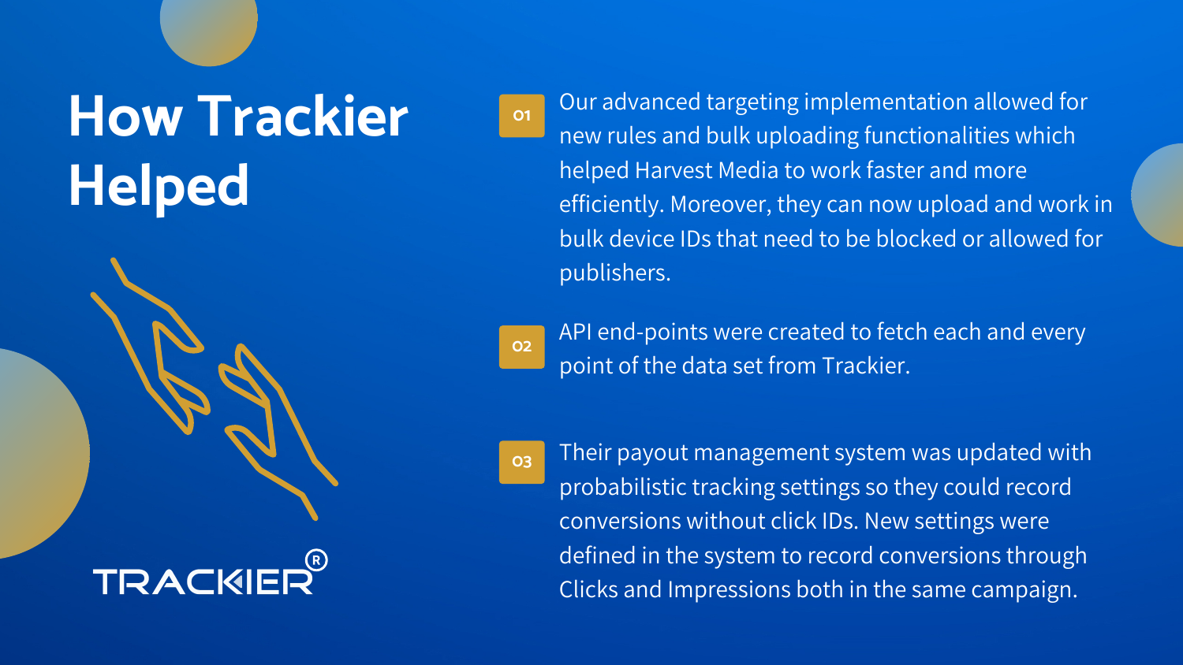# How Trackier Helped

01. Our advanced targeting implementation allowed for new rules and bulk uploading functionalities which helped Harvest Media to work faster and more efficiently. Moreover, they can now upload and work in bulk device IDs that need to be blocked or allowed for publishers.

02. API end-points were created to fetch each and every point of the data set from Trackier.

03. Their payout management system was updated with probabilistic tracking settings so they could record conversions without click IDs. New settings were defined in the system to record conversions through Clicks and Impressions both in the same campaign.

TRACKIER®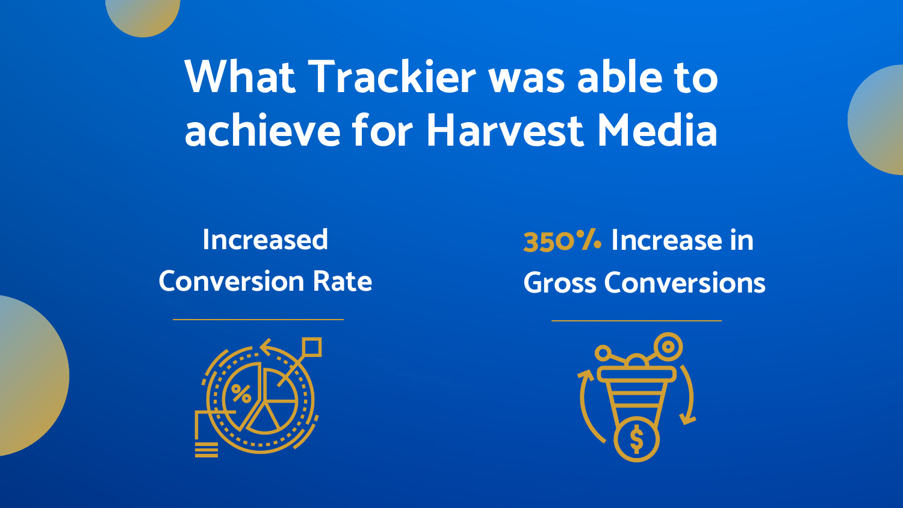# What Trackier was able to achieve for Harvest Media

**Increased Conversion Rate**

**350% Increase in Gross Conversions**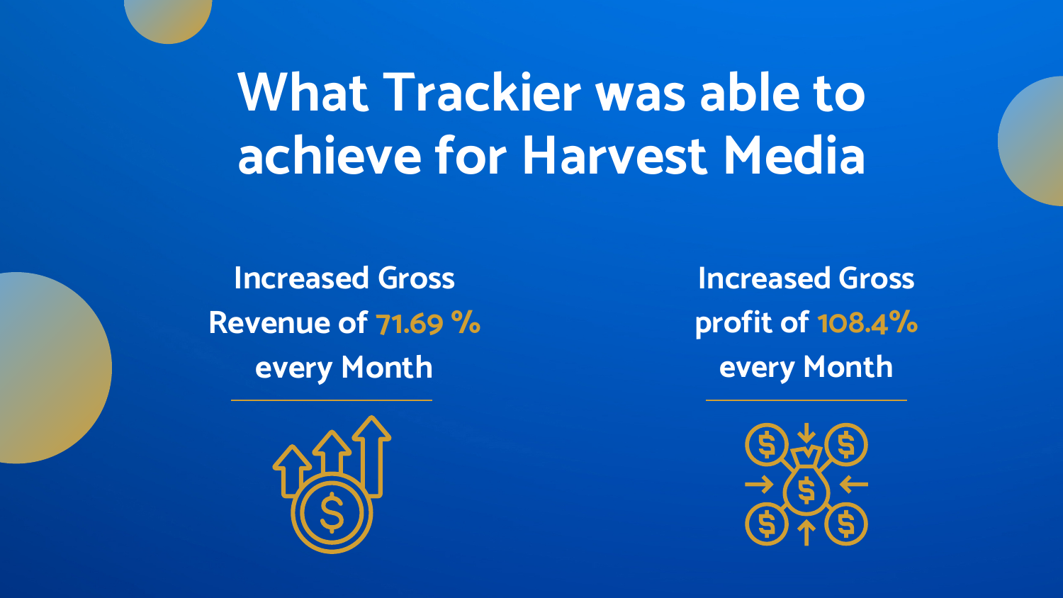# What Trackier was able to achieve for Harvest Media

Increased Gross Revenue of 71.69 % every Month

Increased Gross profit of 108.4% every Month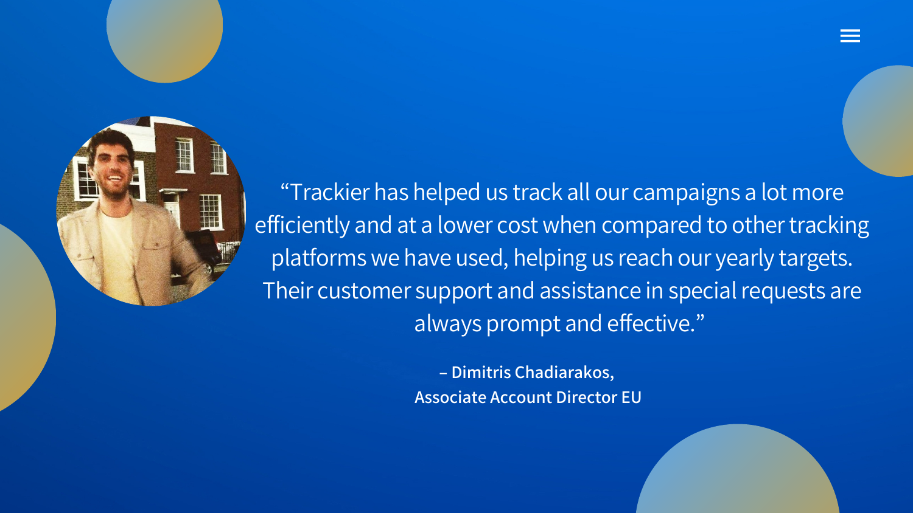"Trackier has helped us track all our campaigns a lot more efficiently and at a lower cost when compared to other tracking platforms we have used, helping us reach our yearly targets. Their customer support and assistance in special requests are always prompt and effective."

**– Dimitris Chadiarakos,**
**Associate Account Director EU**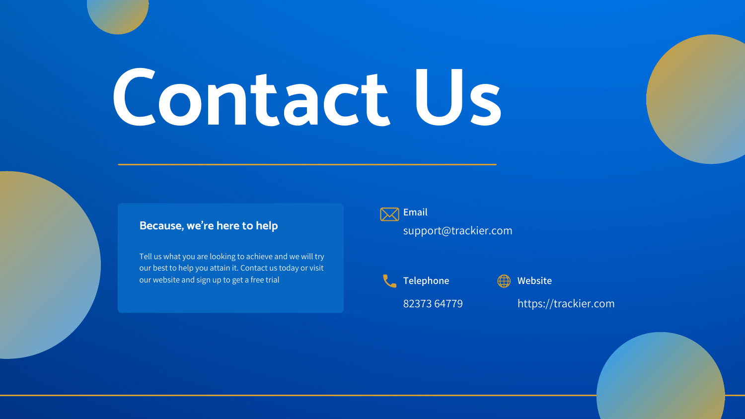# Contact Us

### Because, we're here to help

Tell us what you are looking to achieve and we will try our best to help you attain it. Contact us today or visit our website and sign up to get a free trial

**Email**

support@trackier.com

**Telephone**

82373 64779

**Website**

https://trackier.com